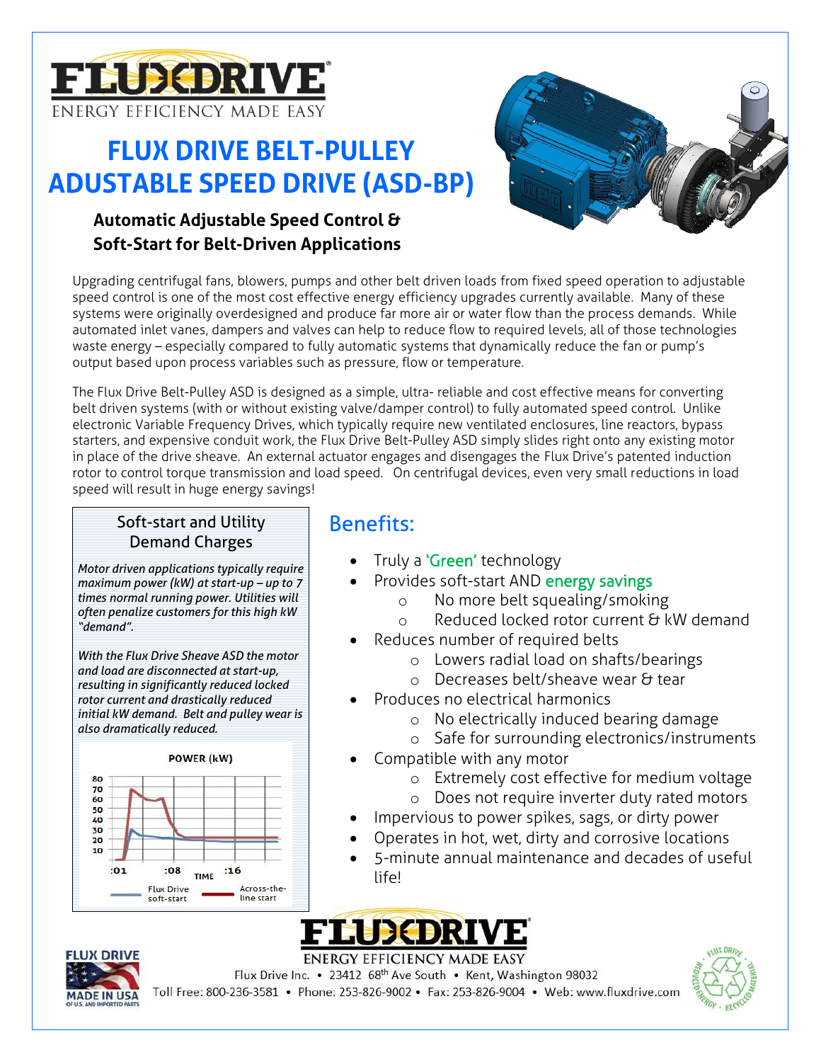# FLUXDRIVE

ENERGY EFFICIENCY MADE EASY

# FLUX DRIVE BELT-PULLEY ADUSTABLE SPEED DRIVE (ASD-BP)

### Automatic Adjustable Speed Control & Soft-Start for Belt-Driven Applications

Upgrading centrifugal fans, blowers, pumps and other belt driven loads from fixed speed operation to adjustable speed control is one of the most cost effective energy efficiency upgrades currently available. Many of these systems were originally overdesigned and produce far more air or water flow than the process demands. While automated inlet vanes, dampers and valves can help to reduce flow to required levels, all of those technologies waste energy – especially compared to fully automatic systems that dynamically reduce the fan or pump's output based upon process variables such as pressure, flow or temperature.

The Flux Drive Belt-Pulley ASD is designed as a simple, ultra- reliable and cost effective means for converting belt driven systems (with or without existing valve/damper control) to fully automated speed control. Unlike electronic Variable Frequency Drives, which typically require new ventilated enclosures, line reactors, bypass starters, and expensive conduit work, the Flux Drive Belt-Pulley ASD simply slides right onto any existing motor in place of the drive sheave. An external actuator engages and disengages the Flux Drive's patented induction rotor to control torque transmission and load speed. On centrifugal devices, even very small reductions in load speed will result in huge energy savings!

### Soft-start and Utility Demand Charges

*Motor driven applications typically require maximum power (kW) at start-up – up to 7 times normal running power. Utilities will often penalize customers for this high kW "demand".*

*With the Flux Drive Sheave ASD the motor and load are disconnected at start-up, resulting in significantly reduced locked rotor current and drastically reduced initial kW demand. Belt and pulley wear is also dramatically reduced.*

POWER (kW)

TIME — :01, :08, :16

Flux Drive soft-start — Across-the-line start

## Benefits:

- Truly a 'Green' technology
- Provides soft-start AND energy savings
  - No more belt squealing/smoking
  - Reduced locked rotor current & kW demand
- Reduces number of required belts
  - Lowers radial load on shafts/bearings
  - Decreases belt/sheave wear & tear
- Produces no electrical harmonics
  - No electrically induced bearing damage
  - Safe for surrounding electronics/instruments
- Compatible with any motor
  - Extremely cost effective for medium voltage
  - Does not require inverter duty rated motors
- Impervious to power spikes, sags, or dirty power
- Operates in hot, wet, dirty and corrosive locations
- 5-minute annual maintenance and decades of useful life!

FLUX DRIVE MADE IN USA OF U.S. AND IMPORTED PARTS

FLUXDRIVE — ENERGY EFFICIENCY MADE EASY

Flux Drive Inc. • 23412 68th Ave South • Kent, Washington 98032

Toll Free: 800-236-3581 • Phone: 253-826-9002 • Fax: 253-826-9004 • Web: www.fluxdrive.com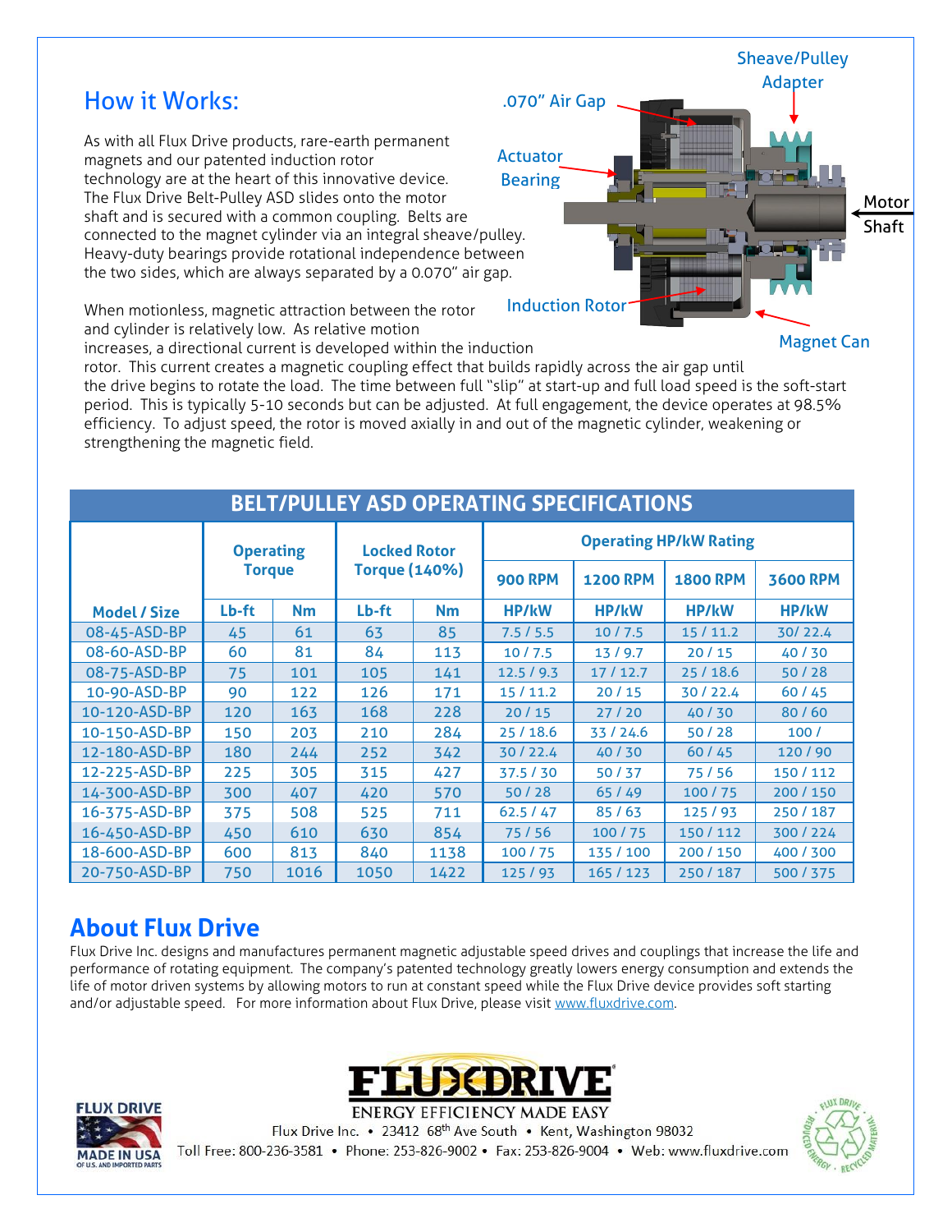## How it Works:

As with all Flux Drive products, rare-earth permanent magnets and our patented induction rotor technology are at the heart of this innovative device. The Flux Drive Belt-Pulley ASD slides onto the motor shaft and is secured with a common coupling. Belts are connected to the magnet cylinder via an integral sheave/pulley. Heavy-duty bearings provide rotational independence between the two sides, which are always separated by a 0.070" air gap.

When motionless, magnetic attraction between the rotor and cylinder is relatively low. As relative motion increases, a directional current is developed within the induction rotor. This current creates a magnetic coupling effect that builds rapidly across the air gap until the drive begins to rotate the load. The time between full "slip" at start-up and full load speed is the soft-start period. This is typically 5-10 seconds but can be adjusted. At full engagement, the device operates at 98.5% efficiency. To adjust speed, the rotor is moved axially in and out of the magnetic cylinder, weakening or strengthening the magnetic field.

Sheave/Pulley Adapter

.070" Air Gap

Actuator Bearing

Motor Shaft

Induction Rotor

Magnet Can

## BELT/PULLEY ASD OPERATING SPECIFICATIONS

| | Operating Torque | | Locked Rotor Torque (140%) | | Operating HP/kW Rating | | | |
|---|---|---|---|---|---|---|---|---|
| | | | | | 900 RPM | 1200 RPM | 1800 RPM | 3600 RPM |
| Model / Size | Lb-ft | Nm | Lb-ft | Nm | HP/kW | HP/kW | HP/kW | HP/kW |
| 08-45-ASD-BP | 45 | 61 | 63 | 85 | 7.5 / 5.5 | 10 / 7.5 | 15 / 11.2 | 30/ 22.4 |
| 08-60-ASD-BP | 60 | 81 | 84 | 113 | 10 / 7.5 | 13 / 9.7 | 20 / 15 | 40 / 30 |
| 08-75-ASD-BP | 75 | 101 | 105 | 141 | 12.5 / 9.3 | 17 / 12.7 | 25 / 18.6 | 50 / 28 |
| 10-90-ASD-BP | 90 | 122 | 126 | 171 | 15 / 11.2 | 20 / 15 | 30 / 22.4 | 60 / 45 |
| 10-120-ASD-BP | 120 | 163 | 168 | 228 | 20 / 15 | 27 / 20 | 40 / 30 | 80 / 60 |
| 10-150-ASD-BP | 150 | 203 | 210 | 284 | 25 / 18.6 | 33 / 24.6 | 50 / 28 | 100 / |
| 12-180-ASD-BP | 180 | 244 | 252 | 342 | 30 / 22.4 | 40 / 30 | 60 / 45 | 120 / 90 |
| 12-225-ASD-BP | 225 | 305 | 315 | 427 | 37.5 / 30 | 50 / 37 | 75 / 56 | 150 / 112 |
| 14-300-ASD-BP | 300 | 407 | 420 | 570 | 50 / 28 | 65 / 49 | 100 / 75 | 200 / 150 |
| 16-375-ASD-BP | 375 | 508 | 525 | 711 | 62.5 / 47 | 85 / 63 | 125 / 93 | 250 / 187 |
| 16-450-ASD-BP | 450 | 610 | 630 | 854 | 75 / 56 | 100 / 75 | 150 / 112 | 300 / 224 |
| 18-600-ASD-BP | 600 | 813 | 840 | 1138 | 100 / 75 | 135 / 100 | 200 / 150 | 400 / 300 |
| 20-750-ASD-BP | 750 | 1016 | 1050 | 1422 | 125 / 93 | 165 / 123 | 250 / 187 | 500 / 375 |

## About Flux Drive

Flux Drive Inc. designs and manufactures permanent magnetic adjustable speed drives and couplings that increase the life and performance of rotating equipment. The company's patented technology greatly lowers energy consumption and extends the life of motor driven systems by allowing motors to run at constant speed while the Flux Drive device provides soft starting and/or adjustable speed. For more information about Flux Drive, please visit www.fluxdrive.com.

FLUX DRIVE MADE IN USA OF U.S. AND IMPORTED PARTS

FLUXDRIVE®

ENERGY EFFICIENCY MADE EASY

Flux Drive Inc. • 23412 68th Ave South • Kent, Washington 98032

Toll Free: 800-236-3581 • Phone: 253-826-9002 • Fax: 253-826-9004 • Web: www.fluxdrive.com

FLUX DRIVE · REDUCED ENERGY · RECYCLED MATERIALS